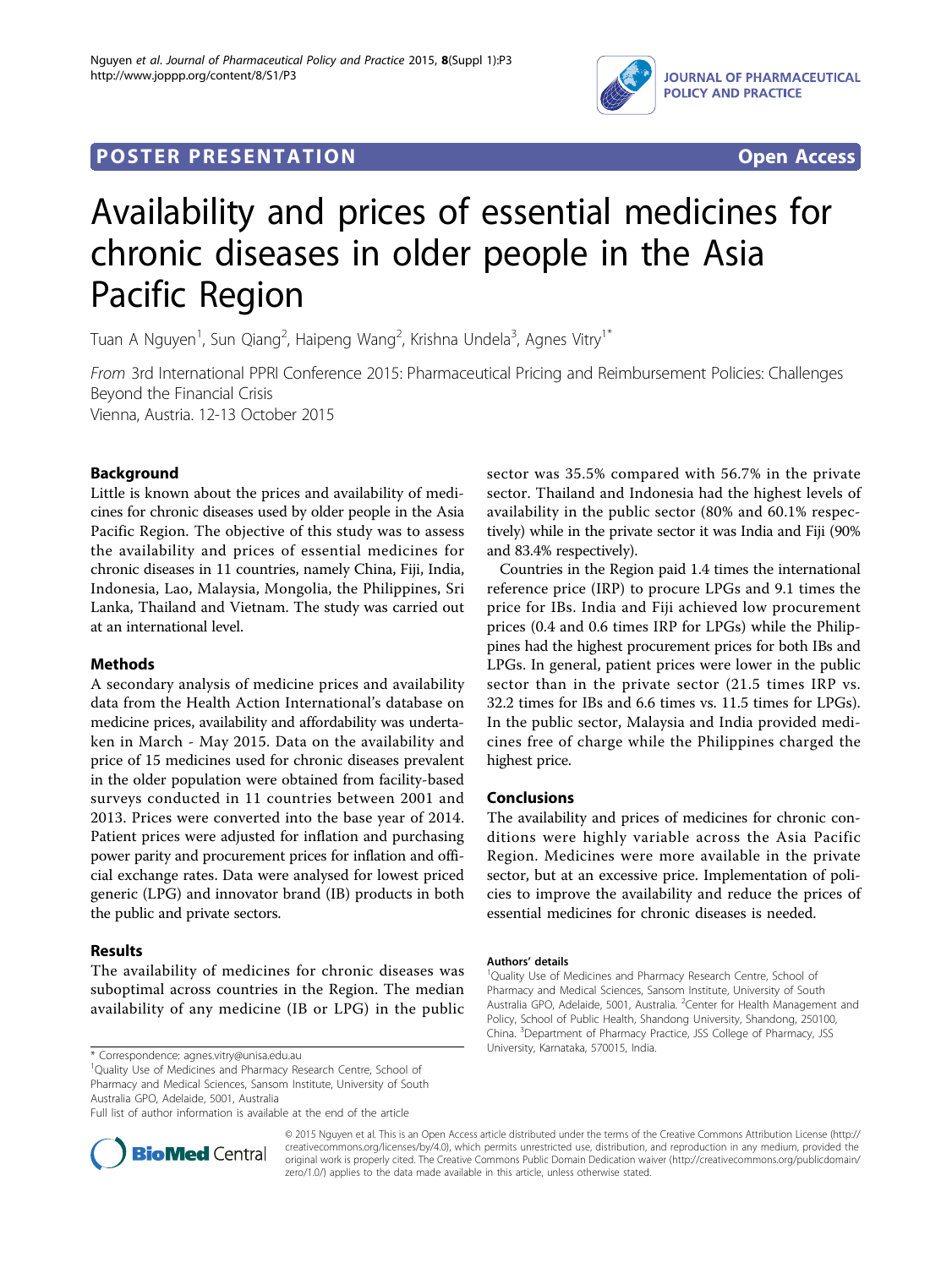POSTER PRESENTATION Open Access

# Availability and prices of essential medicines for chronic diseases in older people in the Asia Pacific Region

Tuan A Nguyen[1], Sun Qiang[2], Haipeng Wang[2], Krishna Undela[3], Agnes Vitry[1*]

*From* 3rd International PPRI Conference 2015: Pharmaceutical Pricing and Reimbursement Policies: Challenges Beyond the Financial Crisis
Vienna, Austria. 12-13 October 2015

## Background

Little is known about the prices and availability of medicines for chronic diseases used by older people in the Asia Pacific Region. The objective of this study was to assess the availability and prices of essential medicines for chronic diseases in 11 countries, namely China, Fiji, India, Indonesia, Lao, Malaysia, Mongolia, the Philippines, Sri Lanka, Thailand and Vietnam. The study was carried out at an international level.

## Methods

A secondary analysis of medicine prices and availability data from the Health Action International's database on medicine prices, availability and affordability was undertaken in March - May 2015. Data on the availability and price of 15 medicines used for chronic diseases prevalent in the older population were obtained from facility-based surveys conducted in 11 countries between 2001 and 2013. Prices were converted into the base year of 2014. Patient prices were adjusted for inflation and purchasing power parity and procurement prices for inflation and official exchange rates. Data were analysed for lowest priced generic (LPG) and innovator brand (IB) products in both the public and private sectors.

## Results

The availability of medicines for chronic diseases was suboptimal across countries in the Region. The median availability of any medicine (IB or LPG) in the public sector was 35.5% compared with 56.7% in the private sector. Thailand and Indonesia had the highest levels of availability in the public sector (80% and 60.1% respectively) while in the private sector it was India and Fiji (90% and 83.4% respectively).

Countries in the Region paid 1.4 times the international reference price (IRP) to procure LPGs and 9.1 times the price for IBs. India and Fiji achieved low procurement prices (0.4 and 0.6 times IRP for LPGs) while the Philippines had the highest procurement prices for both IBs and LPGs. In general, patient prices were lower in the public sector than in the private sector (21.5 times IRP vs. 32.2 times for IBs and 6.6 times vs. 11.5 times for LPGs). In the public sector, Malaysia and India provided medicines free of charge while the Philippines charged the highest price.

## Conclusions

The availability and prices of medicines for chronic conditions were highly variable across the Asia Pacific Region. Medicines were more available in the private sector, but at an excessive price. Implementation of policies to improve the availability and reduce the prices of essential medicines for chronic diseases is needed.

### Authors' details

[1]Quality Use of Medicines and Pharmacy Research Centre, School of Pharmacy and Medical Sciences, Sansom Institute, University of South Australia GPO, Adelaide, 5001, Australia. [2]Center for Health Management and Policy, School of Public Health, Shandong University, Shandong, 250100, China. [3]Department of Pharmacy Practice, JSS College of Pharmacy, JSS University, Karnataka, 570015, India.

\* Correspondence: agnes.vitry@unisa.edu.au
[1]Quality Use of Medicines and Pharmacy Research Centre, School of Pharmacy and Medical Sciences, Sansom Institute, University of South Australia GPO, Adelaide, 5001, Australia
Full list of author information is available at the end of the article

© 2015 Nguyen et al. This is an Open Access article distributed under the terms of the Creative Commons Attribution License (http://creativecommons.org/licenses/by/4.0), which permits unrestricted use, distribution, and reproduction in any medium, provided the original work is properly cited. The Creative Commons Public Domain Dedication waiver (http://creativecommons.org/publicdomain/zero/1.0/) applies to the data made available in this article, unless otherwise stated.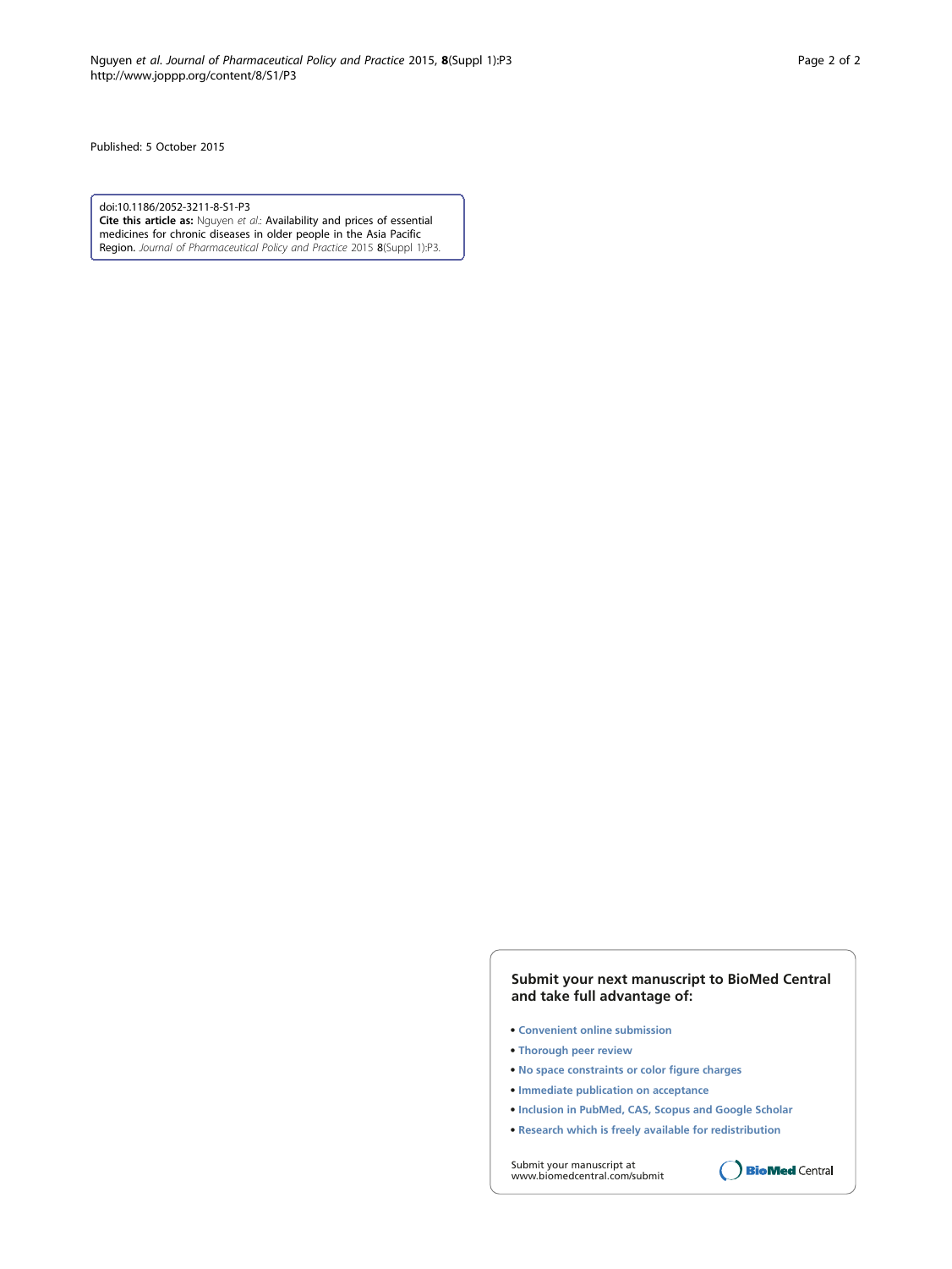Published: 5 October 2015

doi:10.1186/2052-3211-8-S1-P3

**Cite this article as:** Nguyen *et al.*: Availability and prices of essential medicines for chronic diseases in older people in the Asia Pacific Region. *Journal of Pharmaceutical Policy and Practice* 2015 **8**(Suppl 1):P3.

**Submit your next manuscript to BioMed Central and take full advantage of:**

- **Convenient online submission**
- **Thorough peer review**
- **No space constraints or color figure charges**
- **Immediate publication on acceptance**
- **Inclusion in PubMed, CAS, Scopus and Google Scholar**
- **Research which is freely available for redistribution**

Submit your manuscript at www.biomedcentral.com/submit

BioMed Central